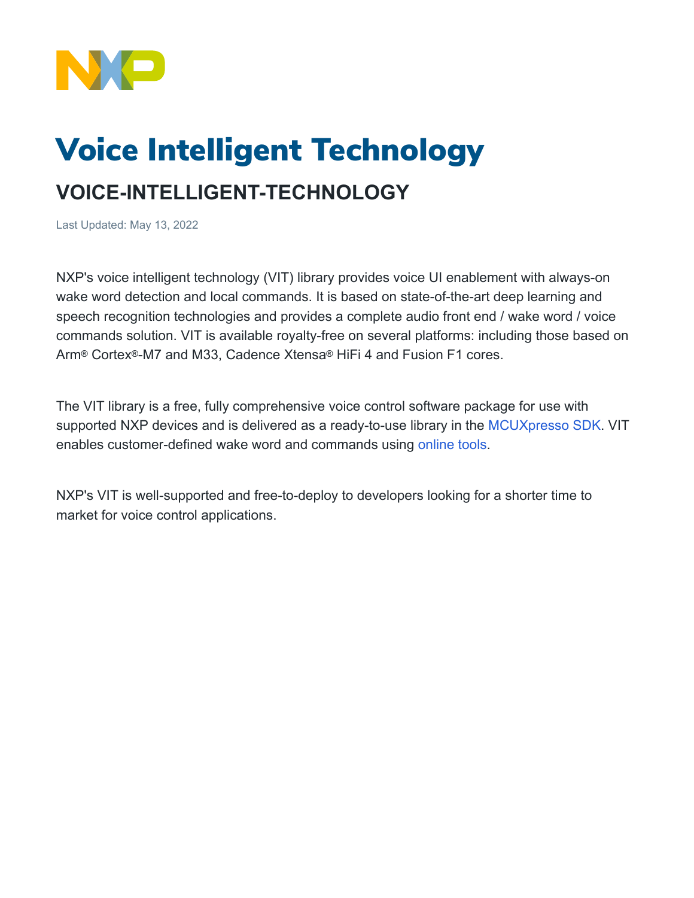# Voice Intelligent Technology

## VOICE-INTELLIGENT-TECHNOLOGY

Last Updated: May 13, 2022

NXP's voice intelligent technology (VIT) library provides voice UI enablement with always-on wake word detection and local commands. It is based on state-of-the-art deep learning and speech recognition technologies and provides a complete audio front end / wake word / voice commands solution. VIT is available royalty-free on several platforms: including those based on Arm® Cortex®-M7 and M33, Cadence Xtensa® HiFi 4 and Fusion F1 cores.

The VIT library is a free, fully comprehensive voice control software package for use with supported NXP devices and is delivered as a ready-to-use library in the MCUXpresso SDK. VIT enables customer-defined wake word and commands using online tools.

NXP's VIT is well-supported and free-to-deploy to developers looking for a shorter time to market for voice control applications.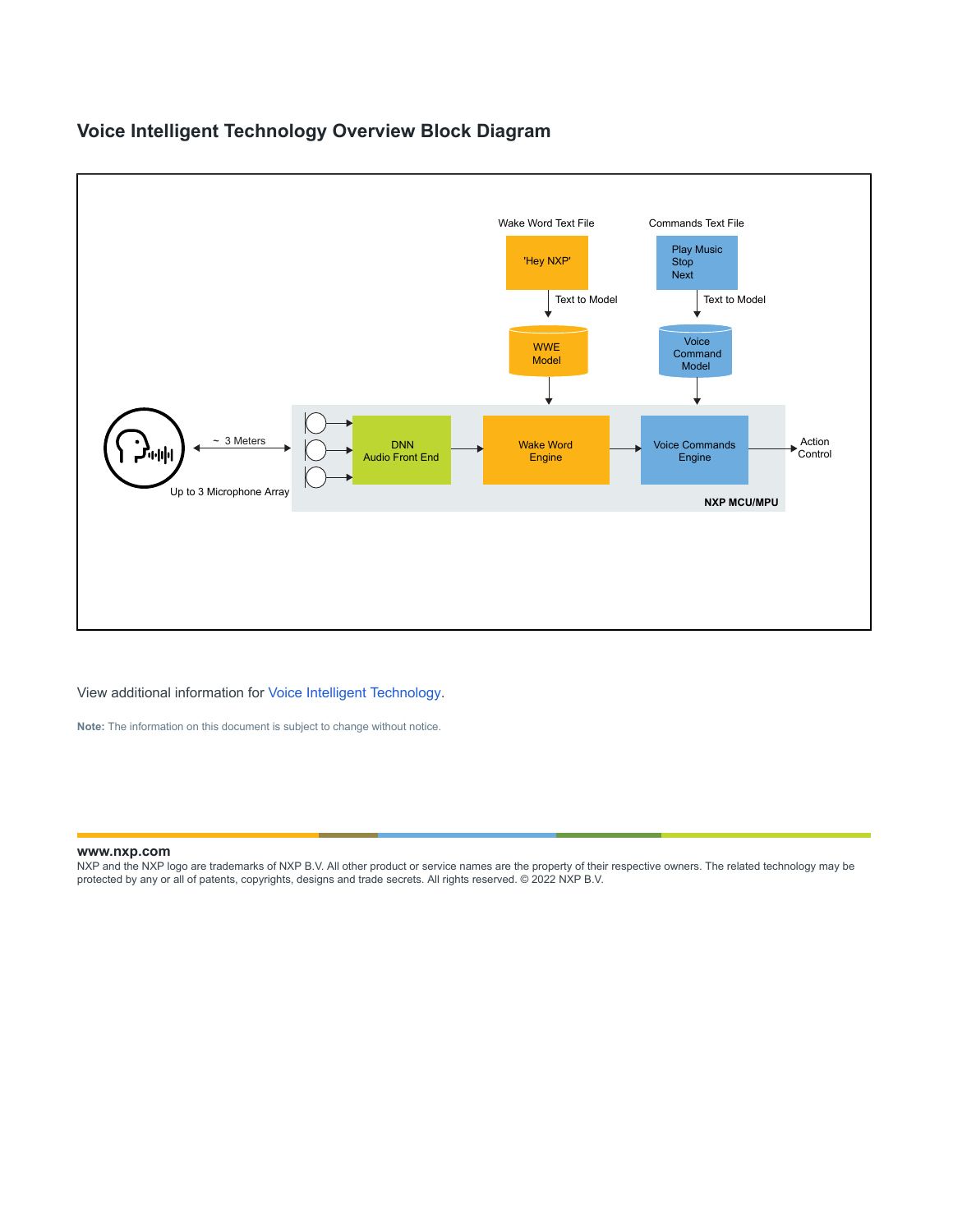## Voice Intelligent Technology Overview Block Diagram

Wake Word Text File

'Hey NXP'

Text to Model

WWE Model

Commands Text File

Play Music
Stop
Next

Text to Model

Voice Command Model

~ 3 Meters

Up to 3 Microphone Array

DNN Audio Front End

Wake Word Engine

Voice Commands Engine

Action Control

NXP MCU/MPU

View additional information for Voice Intelligent Technology.

**Note:** The information on this document is subject to change without notice.

**www.nxp.com**

NXP and the NXP logo are trademarks of NXP B.V. All other product or service names are the property of their respective owners. The related technology may be protected by any or all of patents, copyrights, designs and trade secrets. All rights reserved. © 2022 NXP B.V.